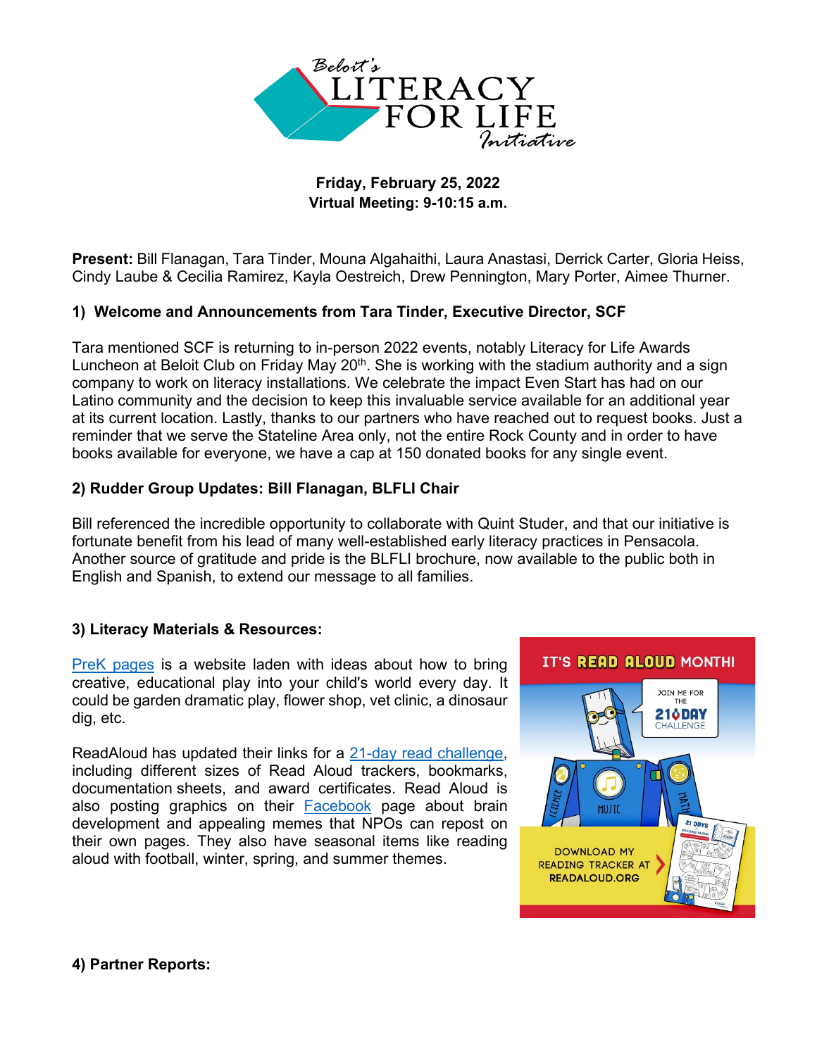Friday, February 25, 2022
Virtual Meeting: 9-10:15 a.m.

**Present:** Bill Flanagan, Tara Tinder, Mouna Algahaithi, Laura Anastasi, Derrick Carter, Gloria Heiss, Cindy Laube & Cecilia Ramirez, Kayla Oestreich, Drew Pennington, Mary Porter, Aimee Thurner.

### 1) Welcome and Announcements from Tara Tinder, Executive Director, SCF

Tara mentioned SCF is returning to in-person 2022 events, notably Literacy for Life Awards Luncheon at Beloit Club on Friday May 20th. She is working with the stadium authority and a sign company to work on literacy installations. We celebrate the impact Even Start has had on our Latino community and the decision to keep this invaluable service available for an additional year at its current location. Lastly, thanks to our partners who have reached out to request books. Just a reminder that we serve the Stateline Area only, not the entire Rock County and in order to have books available for everyone, we have a cap at 150 donated books for any single event.

### 2) Rudder Group Updates: Bill Flanagan, BLFLI Chair

Bill referenced the incredible opportunity to collaborate with Quint Studer, and that our initiative is fortunate benefit from his lead of many well-established early literacy practices in Pensacola. Another source of gratitude and pride is the BLFLI brochure, now available to the public both in English and Spanish, to extend our message to all families.

### 3) Literacy Materials & Resources:

PreK pages is a website laden with ideas about how to bring creative, educational play into your child's world every day. It could be garden dramatic play, flower shop, vet clinic, a dinosaur dig, etc.

ReadAloud has updated their links for a 21-day read challenge, including different sizes of Read Aloud trackers, bookmarks, documentation sheets, and award certificates. Read Aloud is also posting graphics on their Facebook page about brain development and appealing memes that NPOs can repost on their own pages. They also have seasonal items like reading aloud with football, winter, spring, and summer themes.

### 4) Partner Reports: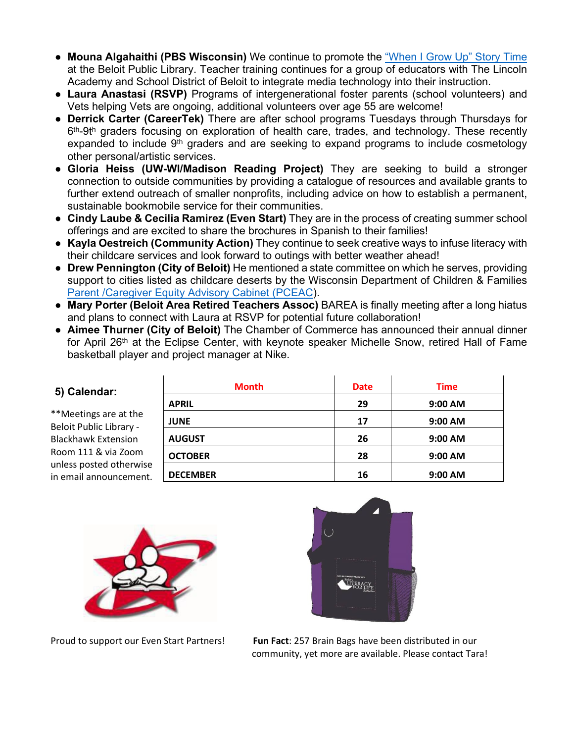- **Mouna Algahaithi (PBS Wisconsin)** We continue to promote the "When I Grow Up" Story Time at the Beloit Public Library. Teacher training continues for a group of educators with The Lincoln Academy and School District of Beloit to integrate media technology into their instruction.
- **Laura Anastasi (RSVP)** Programs of intergenerational foster parents (school volunteers) and Vets helping Vets are ongoing, additional volunteers over age 55 are welcome!
- **Derrick Carter (CareerTek)** There are after school programs Tuesdays through Thursdays for 6th-9th graders focusing on exploration of health care, trades, and technology. These recently expanded to include 9th graders and are seeking to expand programs to include cosmetology other personal/artistic services.
- **Gloria Heiss (UW-WI/Madison Reading Project)** They are seeking to build a stronger connection to outside communities by providing a catalogue of resources and available grants to further extend outreach of smaller nonprofits, including advice on how to establish a permanent, sustainable bookmobile service for their communities.
- **Cindy Laube & Cecilia Ramirez (Even Start)** They are in the process of creating summer school offerings and are excited to share the brochures in Spanish to their families!
- **Kayla Oestreich (Community Action)** They continue to seek creative ways to infuse literacy with their childcare services and look forward to outings with better weather ahead!
- **Drew Pennington (City of Beloit)** He mentioned a state committee on which he serves, providing support to cities listed as childcare deserts by the Wisconsin Department of Children & Families Parent /Caregiver Equity Advisory Cabinet (PCEAC).
- **Mary Porter (Beloit Area Retired Teachers Assoc)** BAREA is finally meeting after a long hiatus and plans to connect with Laura at RSVP for potential future collaboration!
- **Aimee Thurner (City of Beloit)** The Chamber of Commerce has announced their annual dinner for April 26th at the Eclipse Center, with keynote speaker Michelle Snow, retired Hall of Fame basketball player and project manager at Nike.

**5) Calendar:**

**Meetings are at the Beloit Public Library - Blackhawk Extension Room 111 & via Zoom unless posted otherwise in email announcement.

| Month | Date | Time |
|---|---|---|
| APRIL | 29 | 9:00 AM |
| JUNE | 17 | 9:00 AM |
| AUGUST | 26 | 9:00 AM |
| OCTOBER | 28 | 9:00 AM |
| DECEMBER | 16 | 9:00 AM |

Proud to support our Even Start Partners!

**Fun Fact**: 257 Brain Bags have been distributed in our community, yet more are available. Please contact Tara!